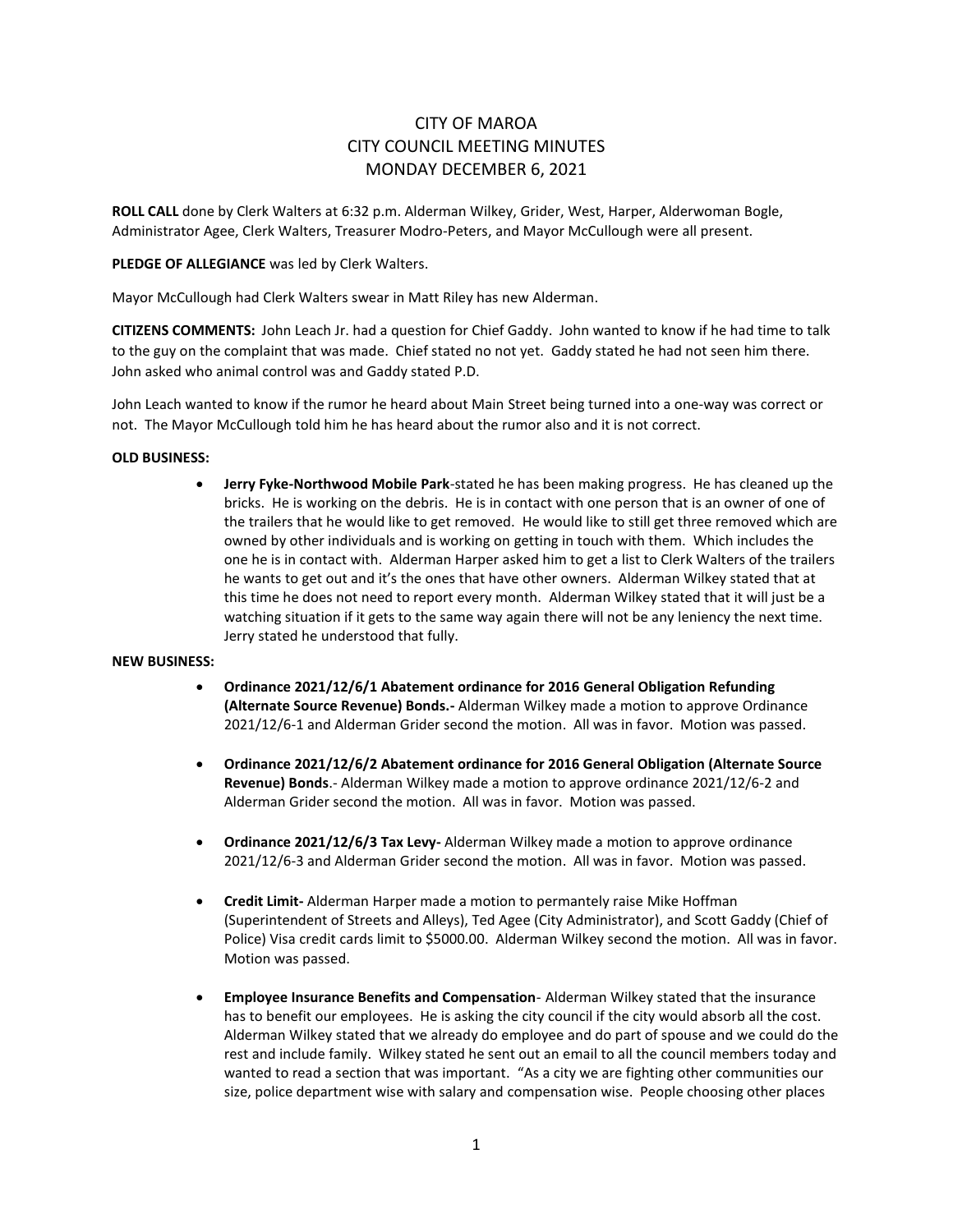# CITY OF MAROA
# CITY COUNCIL MEETING MINUTES
# MONDAY DECEMBER 6, 2021

**ROLL CALL** done by Clerk Walters at 6:32 p.m. Alderman Wilkey, Grider, West, Harper, Alderwoman Bogle, Administrator Agee, Clerk Walters, Treasurer Modro-Peters, and Mayor McCullough were all present.

**PLEDGE OF ALLEGIANCE** was led by Clerk Walters.

Mayor McCullough had Clerk Walters swear in Matt Riley has new Alderman.

**CITIZENS COMMENTS:** John Leach Jr. had a question for Chief Gaddy. John wanted to know if he had time to talk to the guy on the complaint that was made. Chief stated no not yet. Gaddy stated he had not seen him there. John asked who animal control was and Gaddy stated P.D.

John Leach wanted to know if the rumor he heard about Main Street being turned into a one-way was correct or not. The Mayor McCullough told him he has heard about the rumor also and it is not correct.

**OLD BUSINESS:**

- **Jerry Fyke-Northwood Mobile Park**-stated he has been making progress. He has cleaned up the bricks. He is working on the debris. He is in contact with one person that is an owner of one of the trailers that he would like to get removed. He would like to still get three removed which are owned by other individuals and is working on getting in touch with them. Which includes the one he is in contact with. Alderman Harper asked him to get a list to Clerk Walters of the trailers he wants to get out and it's the ones that have other owners. Alderman Wilkey stated that at this time he does not need to report every month. Alderman Wilkey stated that it will just be a watching situation if it gets to the same way again there will not be any leniency the next time. Jerry stated he understood that fully.

**NEW BUSINESS:**

- **Ordinance 2021/12/6/1 Abatement ordinance for 2016 General Obligation Refunding (Alternate Source Revenue) Bonds.-** Alderman Wilkey made a motion to approve Ordinance 2021/12/6-1 and Alderman Grider second the motion. All was in favor. Motion was passed.

- **Ordinance 2021/12/6/2 Abatement ordinance for 2016 General Obligation (Alternate Source Revenue) Bonds**.- Alderman Wilkey made a motion to approve ordinance 2021/12/6-2 and Alderman Grider second the motion. All was in favor. Motion was passed.

- **Ordinance 2021/12/6/3 Tax Levy-** Alderman Wilkey made a motion to approve ordinance 2021/12/6-3 and Alderman Grider second the motion. All was in favor. Motion was passed.

- **Credit Limit-** Alderman Harper made a motion to permantely raise Mike Hoffman (Superintendent of Streets and Alleys), Ted Agee (City Administrator), and Scott Gaddy (Chief of Police) Visa credit cards limit to $5000.00. Alderman Wilkey second the motion. All was in favor. Motion was passed.

- **Employee Insurance Benefits and Compensation**- Alderman Wilkey stated that the insurance has to benefit our employees. He is asking the city council if the city would absorb all the cost. Alderman Wilkey stated that we already do employee and do part of spouse and we could do the rest and include family. Wilkey stated he sent out an email to all the council members today and wanted to read a section that was important. "As a city we are fighting other communities our size, police department wise with salary and compensation wise. People choosing other places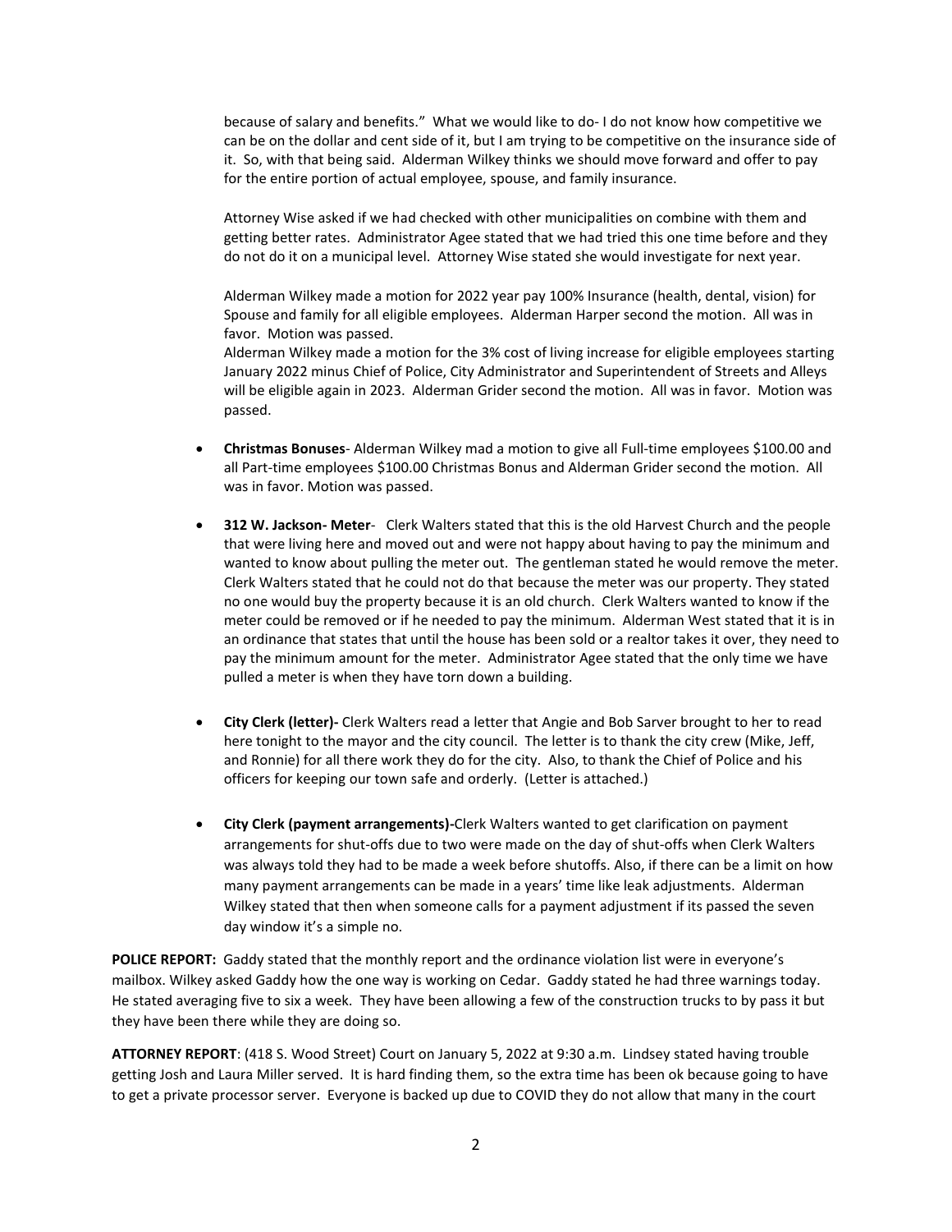because of salary and benefits." What we would like to do- I do not know how competitive we can be on the dollar and cent side of it, but I am trying to be competitive on the insurance side of it. So, with that being said. Alderman Wilkey thinks we should move forward and offer to pay for the entire portion of actual employee, spouse, and family insurance.

Attorney Wise asked if we had checked with other municipalities on combine with them and getting better rates. Administrator Agee stated that we had tried this one time before and they do not do it on a municipal level. Attorney Wise stated she would investigate for next year.

Alderman Wilkey made a motion for 2022 year pay 100% Insurance (health, dental, vision) for Spouse and family for all eligible employees. Alderman Harper second the motion. All was in favor. Motion was passed.

Alderman Wilkey made a motion for the 3% cost of living increase for eligible employees starting January 2022 minus Chief of Police, City Administrator and Superintendent of Streets and Alleys will be eligible again in 2023. Alderman Grider second the motion. All was in favor. Motion was passed.

- **Christmas Bonuses**- Alderman Wilkey mad a motion to give all Full-time employees $100.00 and all Part-time employees $100.00 Christmas Bonus and Alderman Grider second the motion. All was in favor. Motion was passed.

- **312 W. Jackson- Meter**- Clerk Walters stated that this is the old Harvest Church and the people that were living here and moved out and were not happy about having to pay the minimum and wanted to know about pulling the meter out. The gentleman stated he would remove the meter. Clerk Walters stated that he could not do that because the meter was our property. They stated no one would buy the property because it is an old church. Clerk Walters wanted to know if the meter could be removed or if he needed to pay the minimum. Alderman West stated that it is in an ordinance that states that until the house has been sold or a realtor takes it over, they need to pay the minimum amount for the meter. Administrator Agee stated that the only time we have pulled a meter is when they have torn down a building.

- **City Clerk (letter)-** Clerk Walters read a letter that Angie and Bob Sarver brought to her to read here tonight to the mayor and the city council. The letter is to thank the city crew (Mike, Jeff, and Ronnie) for all there work they do for the city. Also, to thank the Chief of Police and his officers for keeping our town safe and orderly. (Letter is attached.)

- **City Clerk (payment arrangements)-**Clerk Walters wanted to get clarification on payment arrangements for shut-offs due to two were made on the day of shut-offs when Clerk Walters was always told they had to be made a week before shutoffs. Also, if there can be a limit on how many payment arrangements can be made in a years' time like leak adjustments. Alderman Wilkey stated that then when someone calls for a payment adjustment if its passed the seven day window it's a simple no.

**POLICE REPORT:** Gaddy stated that the monthly report and the ordinance violation list were in everyone's mailbox. Wilkey asked Gaddy how the one way is working on Cedar. Gaddy stated he had three warnings today. He stated averaging five to six a week. They have been allowing a few of the construction trucks to by pass it but they have been there while they are doing so.

**ATTORNEY REPORT**: (418 S. Wood Street) Court on January 5, 2022 at 9:30 a.m. Lindsey stated having trouble getting Josh and Laura Miller served. It is hard finding them, so the extra time has been ok because going to have to get a private processor server. Everyone is backed up due to COVID they do not allow that many in the court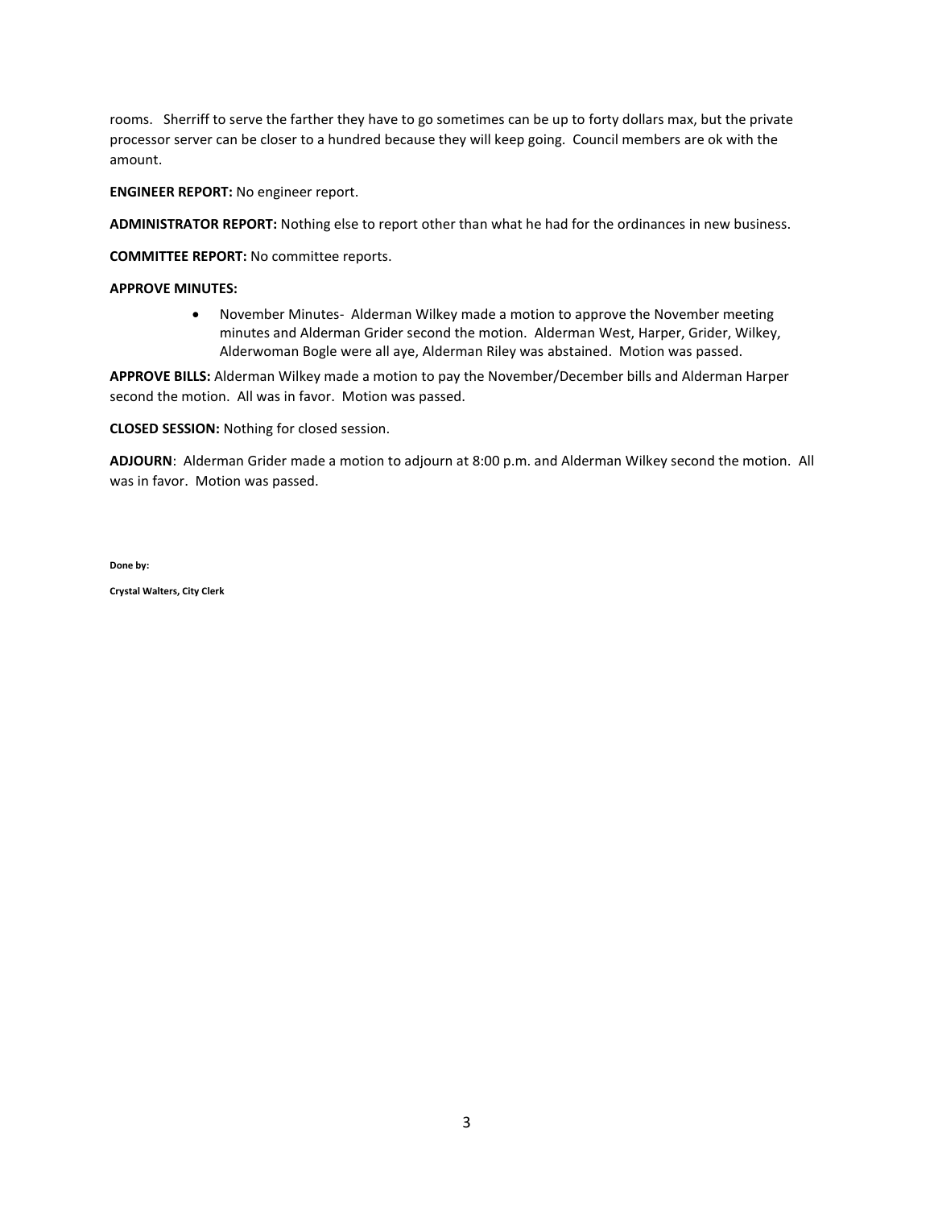rooms. Sherriff to serve the farther they have to go sometimes can be up to forty dollars max, but the private processor server can be closer to a hundred because they will keep going. Council members are ok with the amount.

**ENGINEER REPORT:** No engineer report.

**ADMINISTRATOR REPORT:** Nothing else to report other than what he had for the ordinances in new business.

**COMMITTEE REPORT:** No committee reports.

**APPROVE MINUTES:**

- November Minutes- Alderman Wilkey made a motion to approve the November meeting minutes and Alderman Grider second the motion. Alderman West, Harper, Grider, Wilkey, Alderwoman Bogle were all aye, Alderman Riley was abstained. Motion was passed.

**APPROVE BILLS:** Alderman Wilkey made a motion to pay the November/December bills and Alderman Harper second the motion. All was in favor. Motion was passed.

**CLOSED SESSION:** Nothing for closed session.

**ADJOURN**: Alderman Grider made a motion to adjourn at 8:00 p.m. and Alderman Wilkey second the motion. All was in favor. Motion was passed.

**Done by:**

**Crystal Walters, City Clerk**